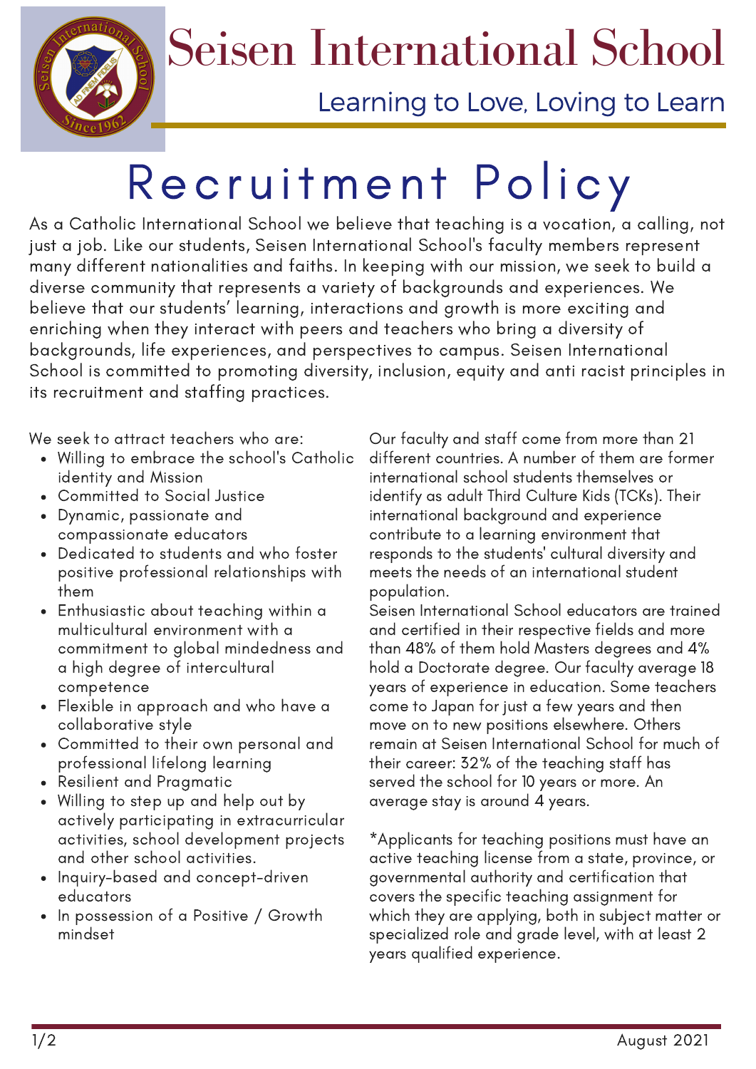# Seisen International School

Learning to Love, Loving to Learn

## Recruitment Policy

As a Catholic International School we believe that teaching is a vocation, a calling, not just a job. Like our students, Seisen International School's faculty members represent many different nationalities and faiths. In keeping with our mission, we seek to build a diverse community that represents a variety of backgrounds and experiences. We believe that our students' learning, interactions and growth is more exciting and enriching when they interact with peers and teachers who bring a diversity of backgrounds, life experiences, and perspectives to campus. Seisen International School is committed to promoting diversity, inclusion, equity and anti racist principles in its recruitment and staffing practices.

We seek to attract teachers who are:

- Willing to embrace the school's Catholic identity and Mission
- Committed to Social Justice
- Dynamic, passionate and compassionate educators
- Dedicated to students and who foster positive professional relationships with them
- Enthusiastic about teaching within a multicultural environment with a commitment to global mindedness and a high degree of intercultural competence
- Flexible in approach and who have a collaborative style
- Committed to their own personal and professional lifelong learning
- Resilient and Pragmatic
- Willing to step up and help out by actively participating in extracurricular activities, school development projects and other school activities.
- Inquiry-based and concept-driven educators
- In possession of a Positive / Growth mindset

Our faculty and staff come from more than 21 different countries. A number of them are former international school students themselves or identify as adult Third Culture Kids (TCKs). Their international background and experience contribute to a learning environment that responds to the students' cultural diversity and meets the needs of an international student population.

Seisen International School educators are trained and certified in their respective fields and more than 48% of them hold Masters degrees and 4% hold a Doctorate degree. Our faculty average 18 years of experience in education. Some teachers come to Japan for just a few years and then move on to new positions elsewhere. Others remain at Seisen International School for much of their career: 32% of the teaching staff has served the school for 10 years or more. An average stay is around 4 years.

*Applicants for teaching positions must have an active teaching license from a state, province, or governmental authority and certification that covers the specific teaching assignment for which they are applying, both in subject matter or specialized role and grade level, with at least 2 years qualified experience.

August 2021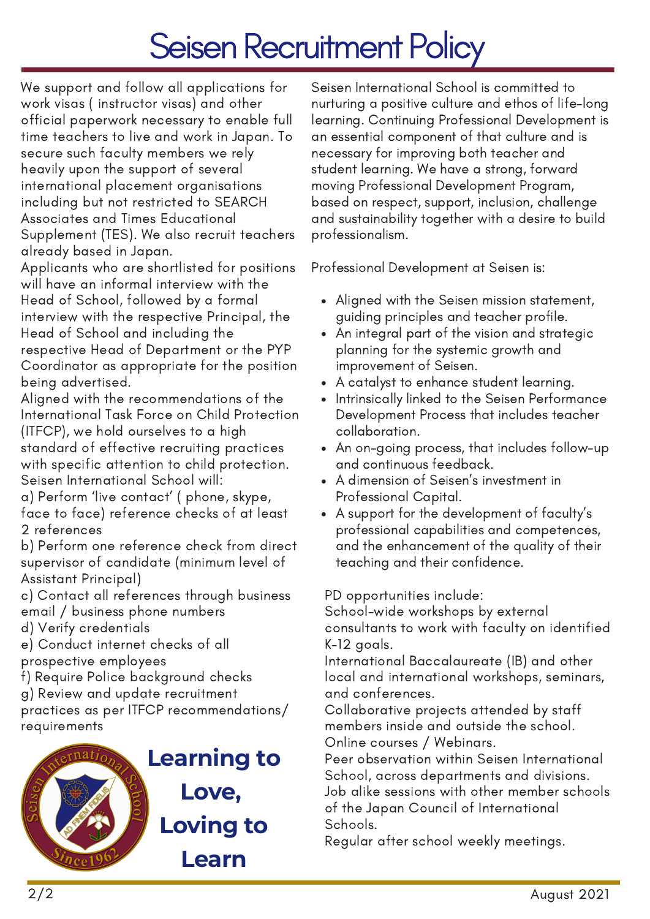# Seisen Recruitment Policy

We support and follow all applications for work visas ( instructor visas) and other official paperwork necessary to enable full time teachers to live and work in Japan. To secure such faculty members we rely heavily upon the support of several international placement organisations including but not restricted to SEARCH Associates and Times Educational Supplement (TES). We also recruit teachers already based in Japan.

Applicants who are shortlisted for positions will have an informal interview with the Head of School, followed by a formal interview with the respective Principal, the Head of School and including the respective Head of Department or the PYP Coordinator as appropriate for the position being advertised.

Aligned with the recommendations of the International Task Force on Child Protection (ITFCP), we hold ourselves to a high standard of effective recruiting practices with specific attention to child protection. Seisen International School will:

a) Perform 'live contact' ( phone, skype, face to face) reference checks of at least 2 references

b) Perform one reference check from direct supervisor of candidate (minimum level of Assistant Principal)

c) Contact all references through business email / business phone numbers

d) Verify credentials

e) Conduct internet checks of all prospective employees

f) Require Police background checks

g) Review and update recruitment practices as per ITFCP recommendations/ requirements

**Learning to Love, Loving to Learn**

Seisen International School is committed to nurturing a positive culture and ethos of life-long learning. Continuing Professional Development is an essential component of that culture and is necessary for improving both teacher and student learning. We have a strong, forward moving Professional Development Program, based on respect, support, inclusion, challenge and sustainability together with a desire to build professionalism.

Professional Development at Seisen is:

- Aligned with the Seisen mission statement, guiding principles and teacher profile.
- An integral part of the vision and strategic planning for the systemic growth and improvement of Seisen.
- A catalyst to enhance student learning.
- Intrinsically linked to the Seisen Performance Development Process that includes teacher collaboration.
- An on-going process, that includes follow-up and continuous feedback.
- A dimension of Seisen's investment in Professional Capital.
- A support for the development of faculty's professional capabilities and competences, and the enhancement of the quality of their teaching and their confidence.

PD opportunities include:

School-wide workshops by external consultants to work with faculty on identified K-12 goals.

International Baccalaureate (IB) and other local and international workshops, seminars, and conferences.

Collaborative projects attended by staff members inside and outside the school.

Online courses / Webinars.

Peer observation within Seisen International School, across departments and divisions.

Job alike sessions with other member schools of the Japan Council of International Schools.

Regular after school weekly meetings.

August 2021